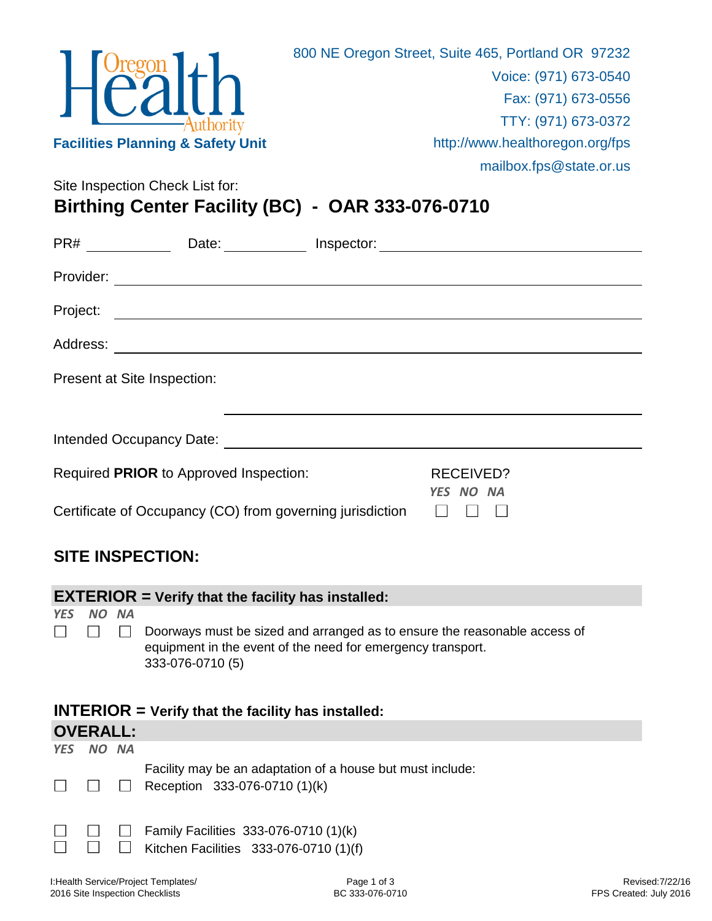Oregon Health Authority

**Facilities Planning & Safety Unit**

800 NE Oregon Street, Suite 465, Portland OR 97232
Voice: (971) 673-0540
Fax: (971) 673-0556
TTY: (971) 673-0372
http://www.healthoregon.org/fps
mailbox.fps@state.or.us

Site Inspection Check List for:

# Birthing Center Facility (BC) - OAR 333-076-0710

PR# ____________ Date: ____________ Inspector: ______________________________

Provider: ______________________________________________

Project: ______________________________________________

Address: ______________________________________________

Present at Site Inspection:

______________________________________________

Intended Occupancy Date: ______________________________________________

| Required **PRIOR** to Approved Inspection: | RECEIVED? YES | NO | NA |
|---|---|---|---|
| Certificate of Occupancy (CO) from governing jurisdiction | ☐ | ☐ | ☐ |

## SITE INSPECTION:

### EXTERIOR = Verify that the facility has installed:

| *YES* | *NO* | *NA* | |
|---|---|---|---|
| ☐ | ☐ | ☐ | Doorways must be sized and arranged as to ensure the reasonable access of equipment in the event of the need for emergency transport. 333-076-0710 (5) |

### INTERIOR = Verify that the facility has installed:

### OVERALL:

| *YES* | *NO* | *NA* | |
|---|---|---|---|
| | | | Facility may be an adaptation of a house but must include: |
| ☐ | ☐ | ☐ | Reception 333-076-0710 (1)(k) |
| ☐ | ☐ | ☐ | Family Facilities 333-076-0710 (1)(k) |
| ☐ | ☐ | ☐ | Kitchen Facilities 333-076-0710 (1)(f) |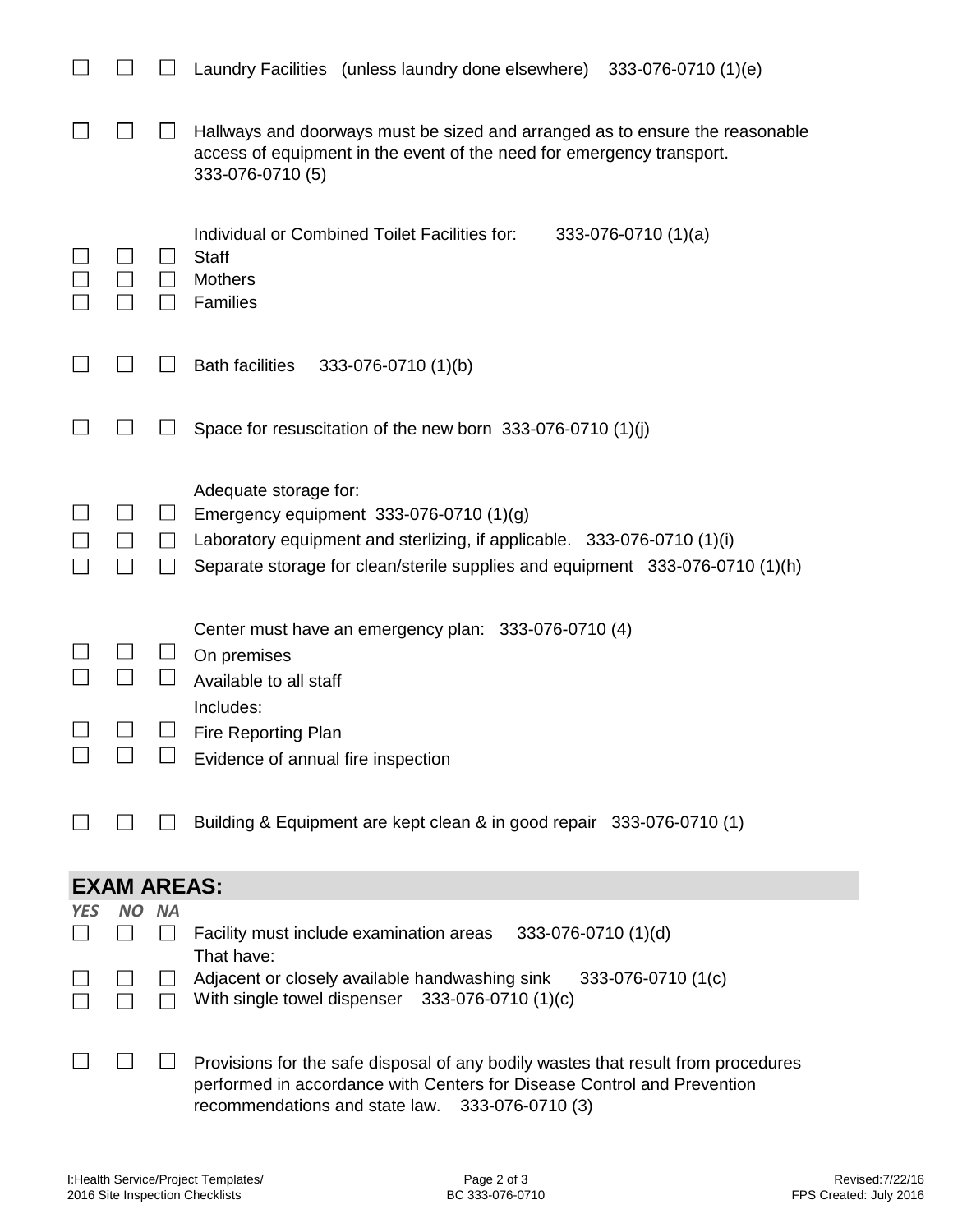☐ ☐ ☐ Laundry Facilities (unless laundry done elsewhere) 333-076-0710 (1)(e)

☐ ☐ ☐ Hallways and doorways must be sized and arranged as to ensure the reasonable access of equipment in the event of the need for emergency transport. 333-076-0710 (5)

Individual or Combined Toilet Facilities for: 333-076-0710 (1)(a)

☐ ☐ ☐ Staff
☐ ☐ ☐ Mothers
☐ ☐ ☐ Families

☐ ☐ ☐ Bath facilities 333-076-0710 (1)(b)

☐ ☐ ☐ Space for resuscitation of the new born 333-076-0710 (1)(j)

Adequate storage for:

☐ ☐ ☐ Emergency equipment 333-076-0710 (1)(g)
☐ ☐ ☐ Laboratory equipment and sterlizing, if applicable. 333-076-0710 (1)(i)
☐ ☐ ☐ Separate storage for clean/sterile supplies and equipment 333-076-0710 (1)(h)

Center must have an emergency plan: 333-076-0710 (4)

☐ ☐ ☐ On premises
☐ ☐ ☐ Available to all staff

Includes:

☐ ☐ ☐ Fire Reporting Plan
☐ ☐ ☐ Evidence of annual fire inspection

☐ ☐ ☐ Building & Equipment are kept clean & in good repair 333-076-0710 (1)

## EXAM AREAS:

*YES NO NA*

☐ ☐ ☐ Facility must include examination areas 333-076-0710 (1)(d)

That have:

☐ ☐ ☐ Adjacent or closely available handwashing sink 333-076-0710 (1(c)
☐ ☐ ☐ With single towel dispenser 333-076-0710 (1)(c)

☐ ☐ ☐ Provisions for the safe disposal of any bodily wastes that result from procedures performed in accordance with Centers for Disease Control and Prevention recommendations and state law. 333-076-0710 (3)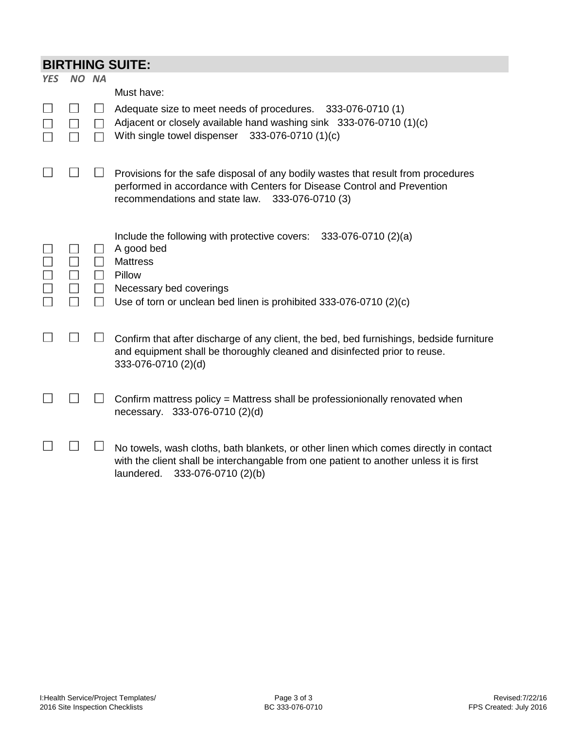## BIRTHING SUITE:

| YES | NO | NA | |
|---|---|---|---|
| | | | Must have: |
| ☐ | ☐ | ☐ | Adequate size to meet needs of procedures. 333-076-0710 (1) |
| ☐ | ☐ | ☐ | Adjacent or closely available hand washing sink 333-076-0710 (1)(c) |
| ☐ | ☐ | ☐ | With single towel dispenser 333-076-0710 (1)(c) |
| ☐ | ☐ | ☐ | Provisions for the safe disposal of any bodily wastes that result from procedures performed in accordance with Centers for Disease Control and Prevention recommendations and state law. 333-076-0710 (3) |
| | | | Include the following with protective covers: 333-076-0710 (2)(a) |
| ☐ | ☐ | ☐ | A good bed |
| ☐ | ☐ | ☐ | Mattress |
| ☐ | ☐ | ☐ | Pillow |
| ☐ | ☐ | ☐ | Necessary bed coverings |
| ☐ | ☐ | ☐ | Use of torn or unclean bed linen is prohibited 333-076-0710 (2)(c) |
| ☐ | ☐ | ☐ | Confirm that after discharge of any client, the bed, bed furnishings, bedside furniture and equipment shall be thoroughly cleaned and disinfected prior to reuse. 333-076-0710 (2)(d) |
| ☐ | ☐ | ☐ | Confirm mattress policy = Mattress shall be professionionally renovated when necessary. 333-076-0710 (2)(d) |
| ☐ | ☐ | ☐ | No towels, wash cloths, bath blankets, or other linen which comes directly in contact with the client shall be interchangable from one patient to another unless it is first laundered. 333-076-0710 (2)(b) |